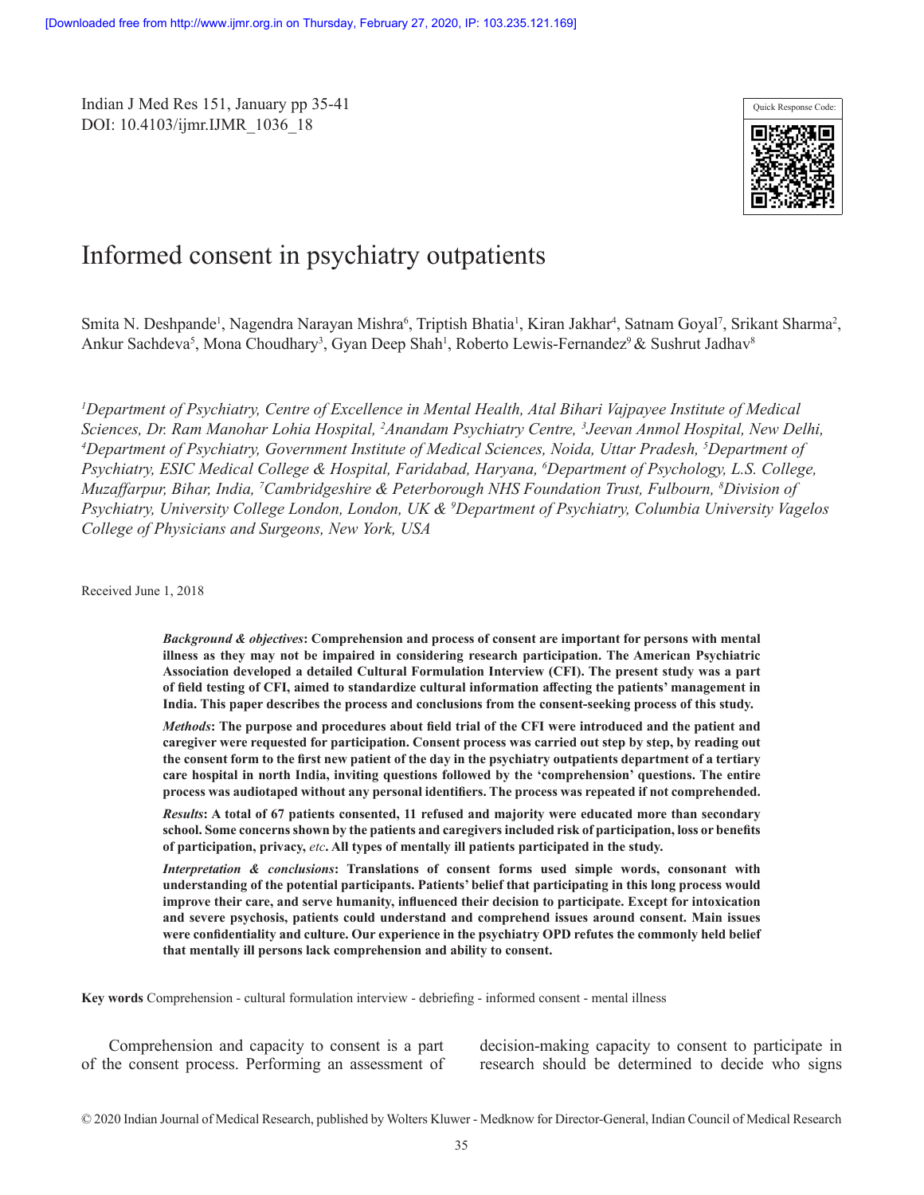# Informed consent in psychiatry outpatients

Smita N. Deshpande[1], Nagendra Narayan Mishra[6], Triptish Bhatia[1], Kiran Jakhar[4], Satnam Goyal[7], Srikant Sharma[2], Ankur Sachdeva[5], Mona Choudhary[3], Gyan Deep Shah[1], Roberto Lewis-Fernandez[9] & Sushrut Jadhav[8]

*[1]Department of Psychiatry, Centre of Excellence in Mental Health, Atal Bihari Vajpayee Institute of Medical Sciences, Dr. Ram Manohar Lohia Hospital, [2]Anandam Psychiatry Centre, [3]Jeevan Anmol Hospital, New Delhi, [4]Department of Psychiatry, Government Institute of Medical Sciences, Noida, Uttar Pradesh, [5]Department of Psychiatry, ESIC Medical College & Hospital, Faridabad, Haryana, [6]Department of Psychology, L.S. College, Muzaffarpur, Bihar, India, [7]Cambridgeshire & Peterborough NHS Foundation Trust, Fulbourn, [8]Division of Psychiatry, University College London, London, UK & [9]Department of Psychiatry, Columbia University Vagelos College of Physicians and Surgeons, New York, USA*

Received June 1, 2018

***Background & objectives*: Comprehension and process of consent are important for persons with mental illness as they may not be impaired in considering research participation. The American Psychiatric Association developed a detailed Cultural Formulation Interview (CFI). The present study was a part of field testing of CFI, aimed to standardize cultural information affecting the patients' management in India. This paper describes the process and conclusions from the consent-seeking process of this study.**

***Methods*: The purpose and procedures about field trial of the CFI were introduced and the patient and caregiver were requested for participation. Consent process was carried out step by step, by reading out the consent form to the first new patient of the day in the psychiatry outpatients department of a tertiary care hospital in north India, inviting questions followed by the 'comprehension' questions. The entire process was audiotaped without any personal identifiers. The process was repeated if not comprehended.**

***Results*: A total of 67 patients consented, 11 refused and majority were educated more than secondary school. Some concerns shown by the patients and caregivers included risk of participation, loss or benefits of participation, privacy, *etc*. All types of mentally ill patients participated in the study.**

***Interpretation & conclusions*: Translations of consent forms used simple words, consonant with understanding of the potential participants. Patients' belief that participating in this long process would improve their care, and serve humanity, influenced their decision to participate. Except for intoxication and severe psychosis, patients could understand and comprehend issues around consent. Main issues were confidentiality and culture. Our experience in the psychiatry OPD refutes the commonly held belief that mentally ill persons lack comprehension and ability to consent.**

**Key words** Comprehension - cultural formulation interview - debriefing - informed consent - mental illness

Comprehension and capacity to consent is a part of the consent process. Performing an assessment of decision-making capacity to consent to participate in research should be determined to decide who signs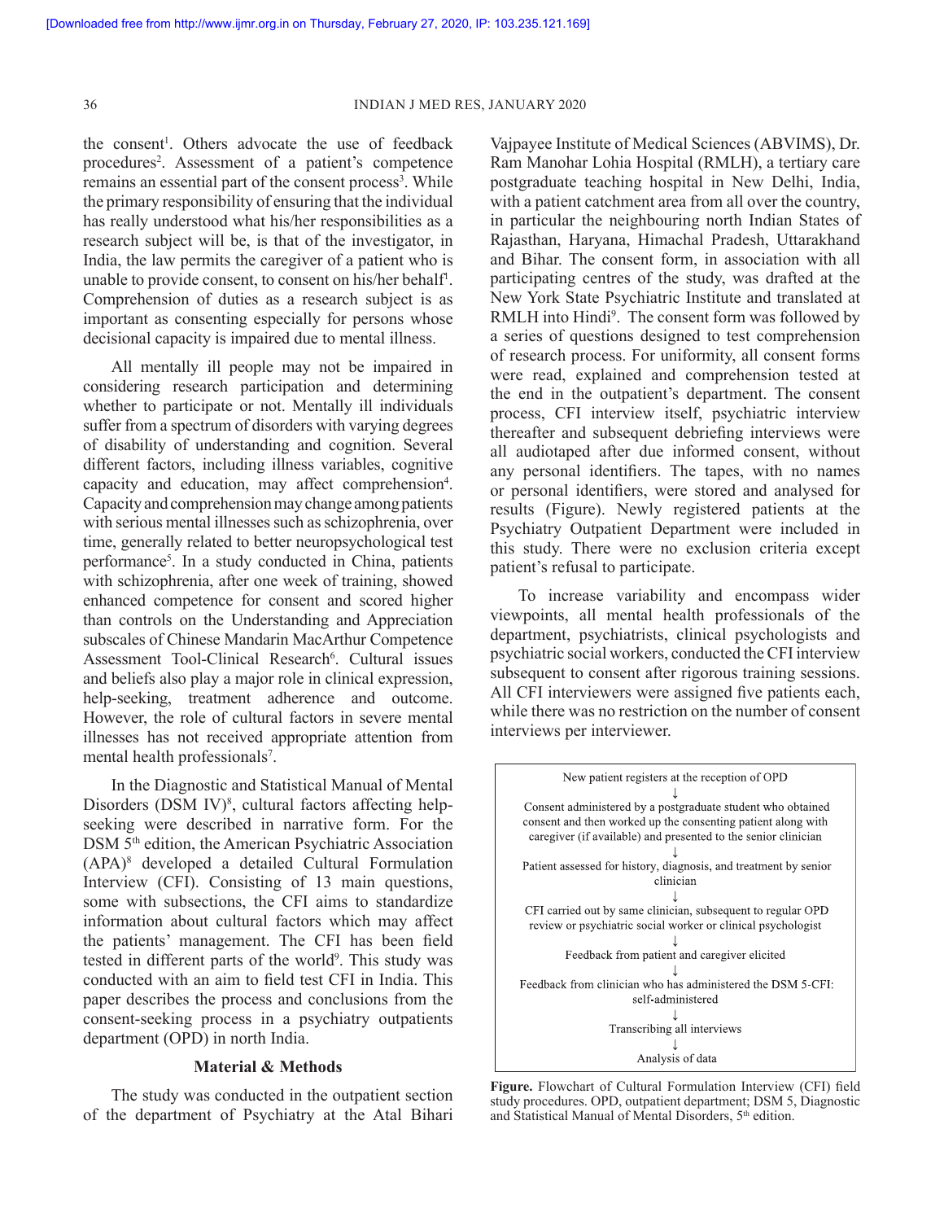the consent[1]. Others advocate the use of feedback procedures[2]. Assessment of a patient's competence remains an essential part of the consent process[3]. While the primary responsibility of ensuring that the individual has really understood what his/her responsibilities as a research subject will be, is that of the investigator, in India, the law permits the caregiver of a patient who is unable to provide consent, to consent on his/her behalf[1]. Comprehension of duties as a research subject is as important as consenting especially for persons whose decisional capacity is impaired due to mental illness.

All mentally ill people may not be impaired in considering research participation and determining whether to participate or not. Mentally ill individuals suffer from a spectrum of disorders with varying degrees of disability of understanding and cognition. Several different factors, including illness variables, cognitive capacity and education, may affect comprehension[4]. Capacity and comprehension may change among patients with serious mental illnesses such as schizophrenia, over time, generally related to better neuropsychological test performance[5]. In a study conducted in China, patients with schizophrenia, after one week of training, showed enhanced competence for consent and scored higher than controls on the Understanding and Appreciation subscales of Chinese Mandarin MacArthur Competence Assessment Tool-Clinical Research[6]. Cultural issues and beliefs also play a major role in clinical expression, help-seeking, treatment adherence and outcome. However, the role of cultural factors in severe mental illnesses has not received appropriate attention from mental health professionals[7].

In the Diagnostic and Statistical Manual of Mental Disorders (DSM IV)[8], cultural factors affecting help-seeking were described in narrative form. For the DSM 5th edition, the American Psychiatric Association (APA)[8] developed a detailed Cultural Formulation Interview (CFI). Consisting of 13 main questions, some with subsections, the CFI aims to standardize information about cultural factors which may affect the patients' management. The CFI has been field tested in different parts of the world[9]. This study was conducted with an aim to field test CFI in India. This paper describes the process and conclusions from the consent-seeking process in a psychiatry outpatients department (OPD) in north India.

## Material & Methods

The study was conducted in the outpatient section of the department of Psychiatry at the Atal Bihari Vajpayee Institute of Medical Sciences (ABVIMS), Dr. Ram Manohar Lohia Hospital (RMLH), a tertiary care postgraduate teaching hospital in New Delhi, India, with a patient catchment area from all over the country, in particular the neighbouring north Indian States of Rajasthan, Haryana, Himachal Pradesh, Uttarakhand and Bihar. The consent form, in association with all participating centres of the study, was drafted at the New York State Psychiatric Institute and translated at RMLH into Hindi[9]. The consent form was followed by a series of questions designed to test comprehension of research process. For uniformity, all consent forms were read, explained and comprehension tested at the end in the outpatient's department. The consent process, CFI interview itself, psychiatric interview thereafter and subsequent debriefing interviews were all audiotaped after due informed consent, without any personal identifiers. The tapes, with no names or personal identifiers, were stored and analysed for results (Figure). Newly registered patients at the Psychiatry Outpatient Department were included in this study. There were no exclusion criteria except patient's refusal to participate.

To increase variability and encompass wider viewpoints, all mental health professionals of the department, psychiatrists, clinical psychologists and psychiatric social workers, conducted the CFI interview subsequent to consent after rigorous training sessions. All CFI interviewers were assigned five patients each, while there was no restriction on the number of consent interviews per interviewer.

New patient registers at the reception of OPD
↓
Consent administered by a postgraduate student who obtained consent and then worked up the consenting patient along with caregiver (if available) and presented to the senior clinician
↓
Patient assessed for history, diagnosis, and treatment by senior clinician
↓
CFI carried out by same clinician, subsequent to regular OPD review or psychiatric social worker or clinical psychologist
↓
Feedback from patient and caregiver elicited
↓
Feedback from clinician who has administered the DSM 5-CFI: self-administered
↓
Transcribing all interviews
↓
Analysis of data

**Figure.** Flowchart of Cultural Formulation Interview (CFI) field study procedures. OPD, outpatient department; DSM 5, Diagnostic and Statistical Manual of Mental Disorders, 5th edition.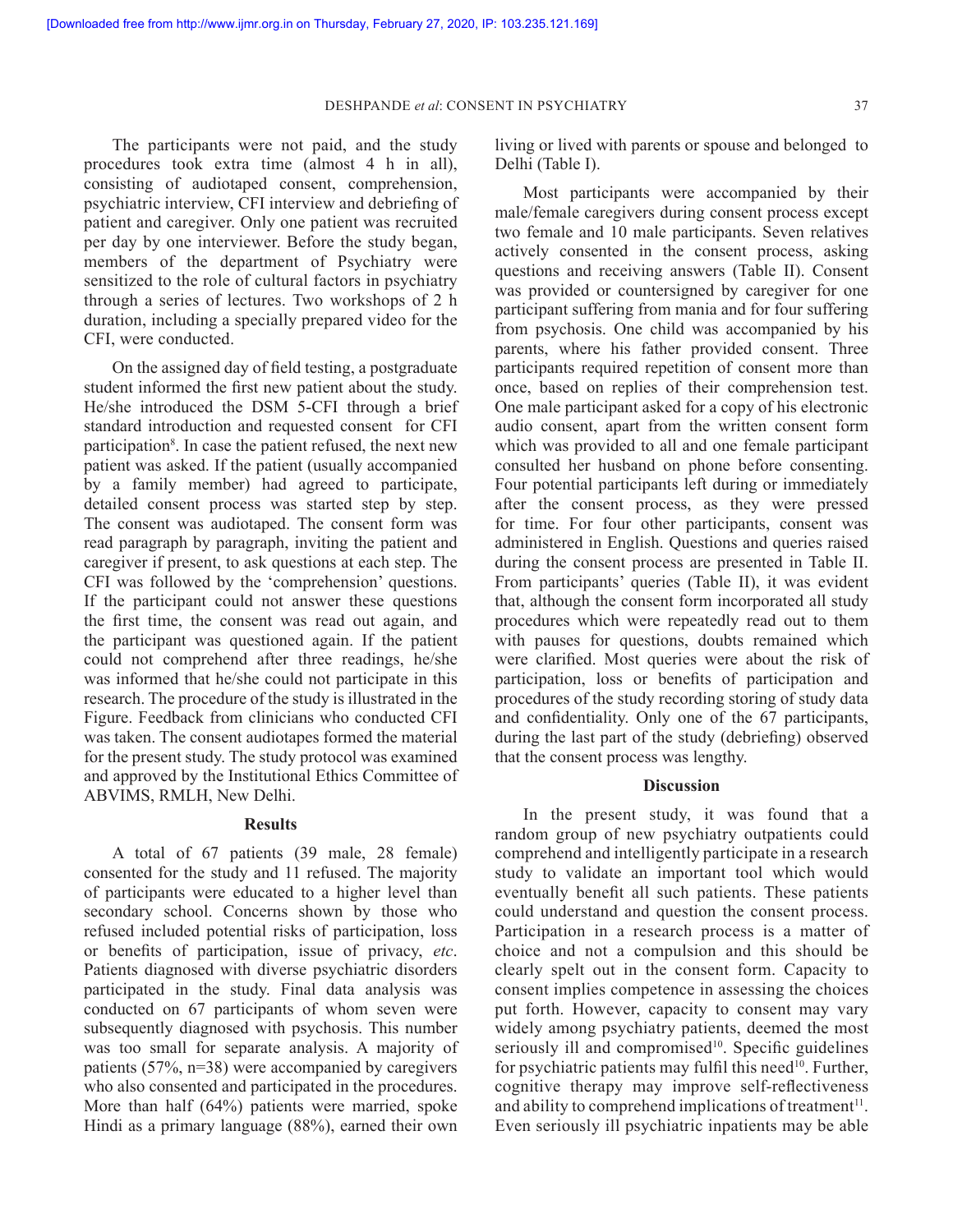The participants were not paid, and the study procedures took extra time (almost 4 h in all), consisting of audiotaped consent, comprehension, psychiatric interview, CFI interview and debriefing of patient and caregiver. Only one patient was recruited per day by one interviewer. Before the study began, members of the department of Psychiatry were sensitized to the role of cultural factors in psychiatry through a series of lectures. Two workshops of 2 h duration, including a specially prepared video for the CFI, were conducted.

On the assigned day of field testing, a postgraduate student informed the first new patient about the study. He/she introduced the DSM 5-CFI through a brief standard introduction and requested consent for CFI participation[8]. In case the patient refused, the next new patient was asked. If the patient (usually accompanied by a family member) had agreed to participate, detailed consent process was started step by step. The consent was audiotaped. The consent form was read paragraph by paragraph, inviting the patient and caregiver if present, to ask questions at each step. The CFI was followed by the 'comprehension' questions. If the participant could not answer these questions the first time, the consent was read out again, and the participant was questioned again. If the patient could not comprehend after three readings, he/she was informed that he/she could not participate in this research. The procedure of the study is illustrated in the Figure. Feedback from clinicians who conducted CFI was taken. The consent audiotapes formed the material for the present study. The study protocol was examined and approved by the Institutional Ethics Committee of ABVIMS, RMLH, New Delhi.

## Results

A total of 67 patients (39 male, 28 female) consented for the study and 11 refused. The majority of participants were educated to a higher level than secondary school. Concerns shown by those who refused included potential risks of participation, loss or benefits of participation, issue of privacy, *etc*. Patients diagnosed with diverse psychiatric disorders participated in the study. Final data analysis was conducted on 67 participants of whom seven were subsequently diagnosed with psychosis. This number was too small for separate analysis. A majority of patients (57%, n=38) were accompanied by caregivers who also consented and participated in the procedures. More than half (64%) patients were married, spoke Hindi as a primary language (88%), earned their own living or lived with parents or spouse and belonged to Delhi (Table I).

Most participants were accompanied by their male/female caregivers during consent process except two female and 10 male participants. Seven relatives actively consented in the consent process, asking questions and receiving answers (Table II). Consent was provided or countersigned by caregiver for one participant suffering from mania and for four suffering from psychosis. One child was accompanied by his parents, where his father provided consent. Three participants required repetition of consent more than once, based on replies of their comprehension test. One male participant asked for a copy of his electronic audio consent, apart from the written consent form which was provided to all and one female participant consulted her husband on phone before consenting. Four potential participants left during or immediately after the consent process, as they were pressed for time. For four other participants, consent was administered in English. Questions and queries raised during the consent process are presented in Table II. From participants' queries (Table II), it was evident that, although the consent form incorporated all study procedures which were repeatedly read out to them with pauses for questions, doubts remained which were clarified. Most queries were about the risk of participation, loss or benefits of participation and procedures of the study recording storing of study data and confidentiality. Only one of the 67 participants, during the last part of the study (debriefing) observed that the consent process was lengthy.

## Discussion

In the present study, it was found that a random group of new psychiatry outpatients could comprehend and intelligently participate in a research study to validate an important tool which would eventually benefit all such patients. These patients could understand and question the consent process. Participation in a research process is a matter of choice and not a compulsion and this should be clearly spelt out in the consent form. Capacity to consent implies competence in assessing the choices put forth. However, capacity to consent may vary widely among psychiatry patients, deemed the most seriously ill and compromised[10]. Specific guidelines for psychiatric patients may fulfil this need[10]. Further, cognitive therapy may improve self-reflectiveness and ability to comprehend implications of treatment[11]. Even seriously ill psychiatric inpatients may be able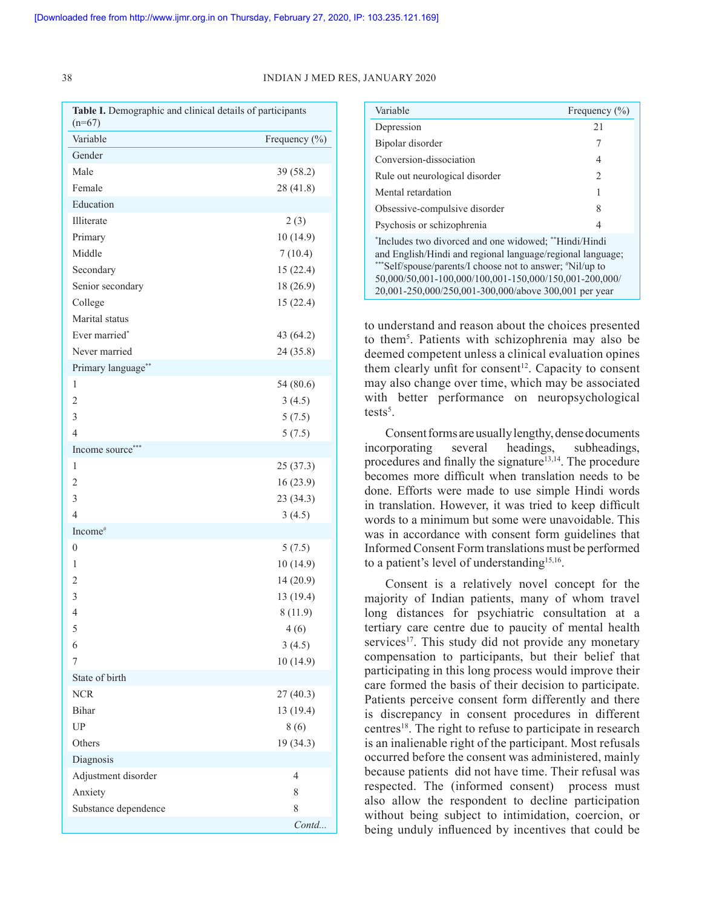**Table I.** Demographic and clinical details of participants (n=67)

| Variable | Frequency (%) |
|---|---|
| Gender | |
| Male | 39 (58.2) |
| Female | 28 (41.8) |
| Education | |
| Illiterate | 2 (3) |
| Primary | 10 (14.9) |
| Middle | 7 (10.4) |
| Secondary | 15 (22.4) |
| Senior secondary | 18 (26.9) |
| College | 15 (22.4) |
| Marital status | |
| Ever married* | 43 (64.2) |
| Never married | 24 (35.8) |
| Primary language** | |
| 1 | 54 (80.6) |
| 2 | 3 (4.5) |
| 3 | 5 (7.5) |
| 4 | 5 (7.5) |
| Income source*** | |
| 1 | 25 (37.3) |
| 2 | 16 (23.9) |
| 3 | 23 (34.3) |
| 4 | 3 (4.5) |
| Income# | |
| 0 | 5 (7.5) |
| 1 | 10 (14.9) |
| 2 | 14 (20.9) |
| 3 | 13 (19.4) |
| 4 | 8 (11.9) |
| 5 | 4 (6) |
| 6 | 3 (4.5) |
| 7 | 10 (14.9) |
| State of birth | |
| NCR | 27 (40.3) |
| Bihar | 13 (19.4) |
| UP | 8 (6) |
| Others | 19 (34.3) |
| Diagnosis | |
| Adjustment disorder | 4 |
| Anxiety | 8 |
| Substance dependence | 8 |
| Depression | 21 |
| Bipolar disorder | 7 |
| Conversion-dissociation | 4 |
| Rule out neurological disorder | 2 |
| Mental retardation | 1 |
| Obsessive-compulsive disorder | 8 |
| Psychosis or schizophrenia | 4 |

*Includes two divorced and one widowed; **Hindi/Hindi and English/Hindi and regional language/regional language; ***Self/spouse/parents/I choose not to answer; #Nil/up to 50,000/50,001-100,000/100,001-150,000/150,001-200,000/200,001-250,000/250,001-300,000/above 300,001 per year

to understand and reason about the choices presented to them[5]. Patients with schizophrenia may also be deemed competent unless a clinical evaluation opines them clearly unfit for consent[12]. Capacity to consent may also change over time, which may be associated with better performance on neuropsychological tests[5].

Consent forms are usually lengthy, dense documents incorporating several headings, subheadings, procedures and finally the signature[13,14]. The procedure becomes more difficult when translation needs to be done. Efforts were made to use simple Hindi words in translation. However, it was tried to keep difficult words to a minimum but some were unavoidable. This was in accordance with consent form guidelines that Informed Consent Form translations must be performed to a patient's level of understanding[15,16].

Consent is a relatively novel concept for the majority of Indian patients, many of whom travel long distances for psychiatric consultation at a tertiary care centre due to paucity of mental health services[17]. This study did not provide any monetary compensation to participants, but their belief that participating in this long process would improve their care formed the basis of their decision to participate. Patients perceive consent form differently and there is discrepancy in consent procedures in different centres[18]. The right to refuse to participate in research is an inalienable right of the participant. Most refusals occurred before the consent was administered, mainly because patients did not have time. Their refusal was respected. The (informed consent) process must also allow the respondent to decline participation without being subject to intimidation, coercion, or being unduly influenced by incentives that could be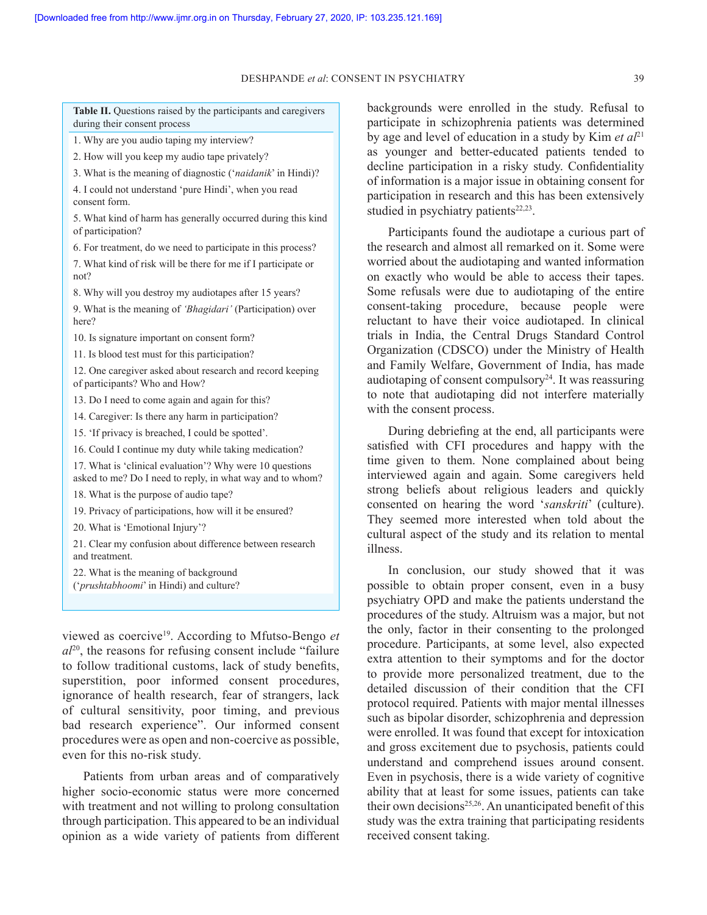[Downloaded free from http://www.ijmr.org.in on Thursday, February 27, 2020, IP: 103.235.121.169]

**Table II.** Questions raised by the participants and caregivers during their consent process

1. Why are you audio taping my interview?
2. How will you keep my audio tape privately?
3. What is the meaning of diagnostic ('*naidanik*' in Hindi)?
4. I could not understand 'pure Hindi', when you read consent form.
5. What kind of harm has generally occurred during this kind of participation?
6. For treatment, do we need to participate in this process?
7. What kind of risk will be there for me if I participate or not?
8. Why will you destroy my audiotapes after 15 years?
9. What is the meaning of *'Bhagidari'* (Participation) over here?
10. Is signature important on consent form?
11. Is blood test must for this participation?
12. One caregiver asked about research and record keeping of participants? Who and How?
13. Do I need to come again and again for this?
14. Caregiver: Is there any harm in participation?
15. 'If privacy is breached, I could be spotted'.
16. Could I continue my duty while taking medication?
17. What is 'clinical evaluation'? Why were 10 questions asked to me? Do I need to reply, in what way and to whom?
18. What is the purpose of audio tape?
19. Privacy of participations, how will it be ensured?
20. What is 'Emotional Injury'?
21. Clear my confusion about difference between research and treatment.
22. What is the meaning of background ('*prushtabhoomi*' in Hindi) and culture?

viewed as coercive[19]. According to Mfutso-Bengo *et al*[20], the reasons for refusing consent include "failure to follow traditional customs, lack of study benefits, superstition, poor informed consent procedures, ignorance of health research, fear of strangers, lack of cultural sensitivity, poor timing, and previous bad research experience". Our informed consent procedures were as open and non-coercive as possible, even for this no-risk study.

Patients from urban areas and of comparatively higher socio-economic status were more concerned with treatment and not willing to prolong consultation through participation. This appeared to be an individual opinion as a wide variety of patients from different backgrounds were enrolled in the study. Refusal to participate in schizophrenia patients was determined by age and level of education in a study by Kim *et al*[21] as younger and better-educated patients tended to decline participation in a risky study. Confidentiality of information is a major issue in obtaining consent for participation in research and this has been extensively studied in psychiatry patients[22,23].

Participants found the audiotape a curious part of the research and almost all remarked on it. Some were worried about the audiotaping and wanted information on exactly who would be able to access their tapes. Some refusals were due to audiotaping of the entire consent-taking procedure, because people were reluctant to have their voice audiotaped. In clinical trials in India, the Central Drugs Standard Control Organization (CDSCO) under the Ministry of Health and Family Welfare, Government of India, has made audiotaping of consent compulsory[24]. It was reassuring to note that audiotaping did not interfere materially with the consent process.

During debriefing at the end, all participants were satisfied with CFI procedures and happy with the time given to them. None complained about being interviewed again and again. Some caregivers held strong beliefs about religious leaders and quickly consented on hearing the word '*sanskriti*' (culture). They seemed more interested when told about the cultural aspect of the study and its relation to mental illness.

In conclusion, our study showed that it was possible to obtain proper consent, even in a busy psychiatry OPD and make the patients understand the procedures of the study. Altruism was a major, but not the only, factor in their consenting to the prolonged procedure. Participants, at some level, also expected extra attention to their symptoms and for the doctor to provide more personalized treatment, due to the detailed discussion of their condition that the CFI protocol required. Patients with major mental illnesses such as bipolar disorder, schizophrenia and depression were enrolled. It was found that except for intoxication and gross excitement due to psychosis, patients could understand and comprehend issues around consent. Even in psychosis, there is a wide variety of cognitive ability that at least for some issues, patients can take their own decisions[25,26]. An unanticipated benefit of this study was the extra training that participating residents received consent taking.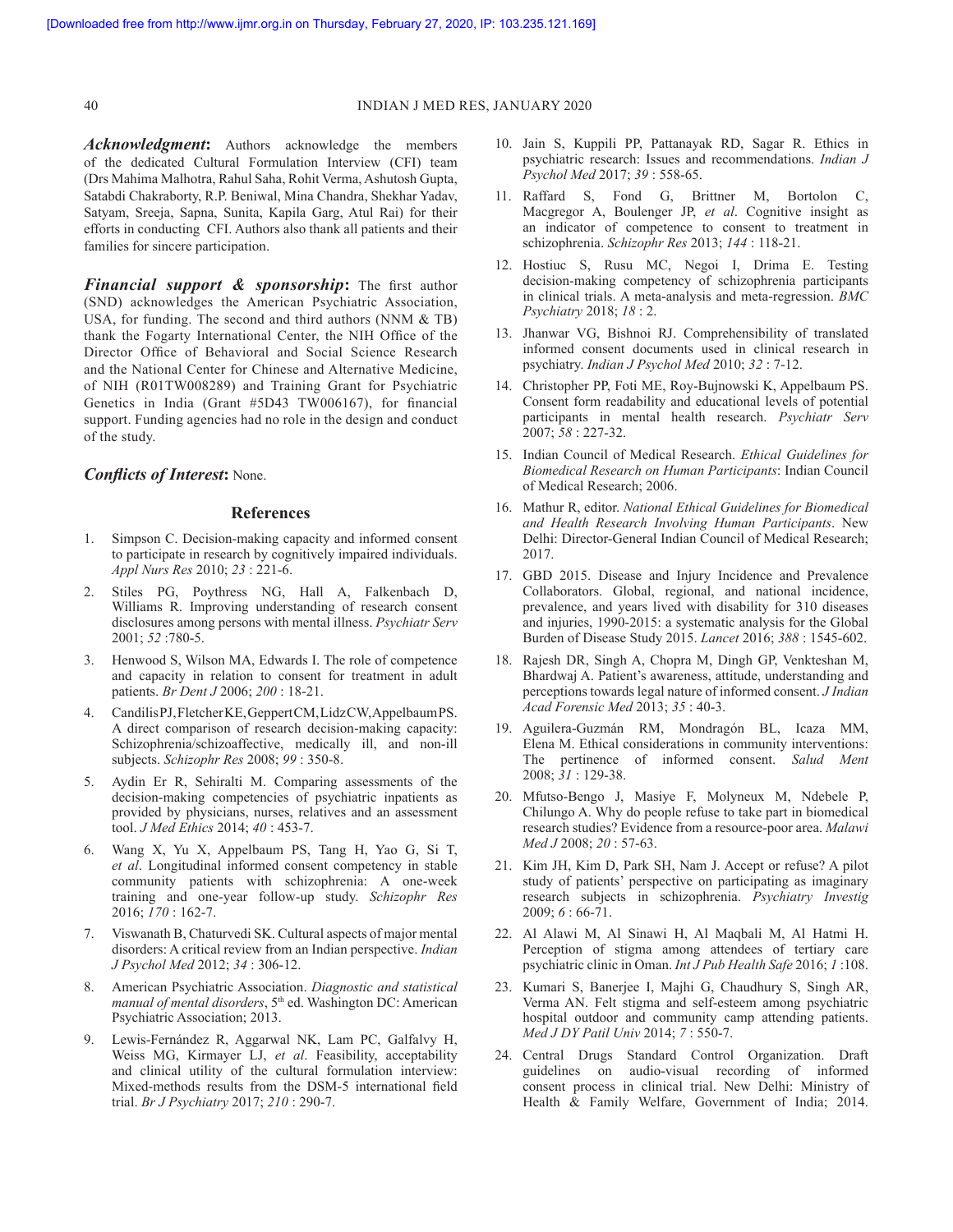***Acknowledgment***: Authors acknowledge the members of the dedicated Cultural Formulation Interview (CFI) team (Drs Mahima Malhotra, Rahul Saha, Rohit Verma, Ashutosh Gupta, Satabdi Chakraborty, R.P. Beniwal, Mina Chandra, Shekhar Yadav, Satyam, Sreeja, Sapna, Sunita, Kapila Garg, Atul Rai) for their efforts in conducting CFI. Authors also thank all patients and their families for sincere participation.

***Financial support & sponsorship***: The first author (SND) acknowledges the American Psychiatric Association, USA, for funding. The second and third authors (NNM & TB) thank the Fogarty International Center, the NIH Office of the Director Office of Behavioral and Social Science Research and the National Center for Chinese and Alternative Medicine, of NIH (R01TW008289) and Training Grant for Psychiatric Genetics in India (Grant #5D43 TW006167), for financial support. Funding agencies had no role in the design and conduct of the study.

***Conflicts of Interest***: None.

## References

1. Simpson C. Decision-making capacity and informed consent to participate in research by cognitively impaired individuals. *Appl Nurs Res* 2010; *23* : 221-6.
2. Stiles PG, Poythress NG, Hall A, Falkenbach D, Williams R. Improving understanding of research consent disclosures among persons with mental illness. *Psychiatr Serv* 2001; *52* :780-5.
3. Henwood S, Wilson MA, Edwards I. The role of competence and capacity in relation to consent for treatment in adult patients. *Br Dent J* 2006; *200* : 18-21.
4. Candilis PJ, Fletcher KE, Geppert CM, Lidz CW, Appelbaum PS. A direct comparison of research decision-making capacity: Schizophrenia/schizoaffective, medically ill, and non-ill subjects. *Schizophr Res* 2008; *99* : 350-8.
5. Aydin Er R, Sehiralti M. Comparing assessments of the decision-making competencies of psychiatric inpatients as provided by physicians, nurses, relatives and an assessment tool. *J Med Ethics* 2014; *40* : 453-7.
6. Wang X, Yu X, Appelbaum PS, Tang H, Yao G, Si T, *et al*. Longitudinal informed consent competency in stable community patients with schizophrenia: A one-week training and one-year follow-up study. *Schizophr Res* 2016; *170* : 162-7.
7. Viswanath B, Chaturvedi SK. Cultural aspects of major mental disorders: A critical review from an Indian perspective. *Indian J Psychol Med* 2012; *34* : 306-12.
8. American Psychiatric Association. *Diagnostic and statistical manual of mental disorders*, 5th ed. Washington DC: American Psychiatric Association; 2013.
9. Lewis-Fernández R, Aggarwal NK, Lam PC, Galfalvy H, Weiss MG, Kirmayer LJ, *et al*. Feasibility, acceptability and clinical utility of the cultural formulation interview: Mixed-methods results from the DSM-5 international field trial. *Br J Psychiatry* 2017; *210* : 290-7.
10. Jain S, Kuppili PP, Pattanayak RD, Sagar R. Ethics in psychiatric research: Issues and recommendations. *Indian J Psychol Med* 2017; *39* : 558-65.
11. Raffard S, Fond G, Brittner M, Bortolon C, Macgregor A, Boulenger JP, *et al*. Cognitive insight as an indicator of competence to consent to treatment in schizophrenia. *Schizophr Res* 2013; *144* : 118-21.
12. Hostiuc S, Rusu MC, Negoi I, Drima E. Testing decision-making competency of schizophrenia participants in clinical trials. A meta-analysis and meta-regression. *BMC Psychiatry* 2018; *18* : 2.
13. Jhanwar VG, Bishnoi RJ. Comprehensibility of translated informed consent documents used in clinical research in psychiatry. *Indian J Psychol Med* 2010; *32* : 7-12.
14. Christopher PP, Foti ME, Roy-Bujnowski K, Appelbaum PS. Consent form readability and educational levels of potential participants in mental health research. *Psychiatr Serv* 2007; *58* : 227-32.
15. Indian Council of Medical Research. *Ethical Guidelines for Biomedical Research on Human Participants*: Indian Council of Medical Research; 2006.
16. Mathur R, editor. *National Ethical Guidelines for Biomedical and Health Research Involving Human Participants*. New Delhi: Director-General Indian Council of Medical Research; 2017.
17. GBD 2015. Disease and Injury Incidence and Prevalence Collaborators. Global, regional, and national incidence, prevalence, and years lived with disability for 310 diseases and injuries, 1990-2015: a systematic analysis for the Global Burden of Disease Study 2015. *Lancet* 2016; *388* : 1545-602.
18. Rajesh DR, Singh A, Chopra M, Dingh GP, Venkteshan M, Bhardwaj A. Patient's awareness, attitude, understanding and perceptions towards legal nature of informed consent. *J Indian Acad Forensic Med* 2013; *35* : 40-3.
19. Aguilera-Guzmán RM, Mondragón BL, Icaza MM, Elena M. Ethical considerations in community interventions: The pertinence of informed consent. *Salud Ment* 2008; *31* : 129-38.
20. Mfutso-Bengo J, Masiye F, Molyneux M, Ndebele P, Chilungo A. Why do people refuse to take part in biomedical research studies? Evidence from a resource-poor area. *Malawi Med J* 2008; *20* : 57-63.
21. Kim JH, Kim D, Park SH, Nam J. Accept or refuse? A pilot study of patients' perspective on participating as imaginary research subjects in schizophrenia. *Psychiatry Investig* 2009; *6* : 66-71.
22. Al Alawi M, Al Sinawi H, Al Maqbali M, Al Hatmi H. Perception of stigma among attendees of tertiary care psychiatric clinic in Oman. *Int J Pub Health Safe* 2016; *1* :108.
23. Kumari S, Banerjee I, Majhi G, Chaudhury S, Singh AR, Verma AN. Felt stigma and self-esteem among psychiatric hospital outdoor and community camp attending patients. *Med J DY Patil Univ* 2014; *7* : 550-7.
24. Central Drugs Standard Control Organization. Draft guidelines on audio-visual recording of informed consent process in clinical trial. New Delhi: Ministry of Health & Family Welfare, Government of India; 2014.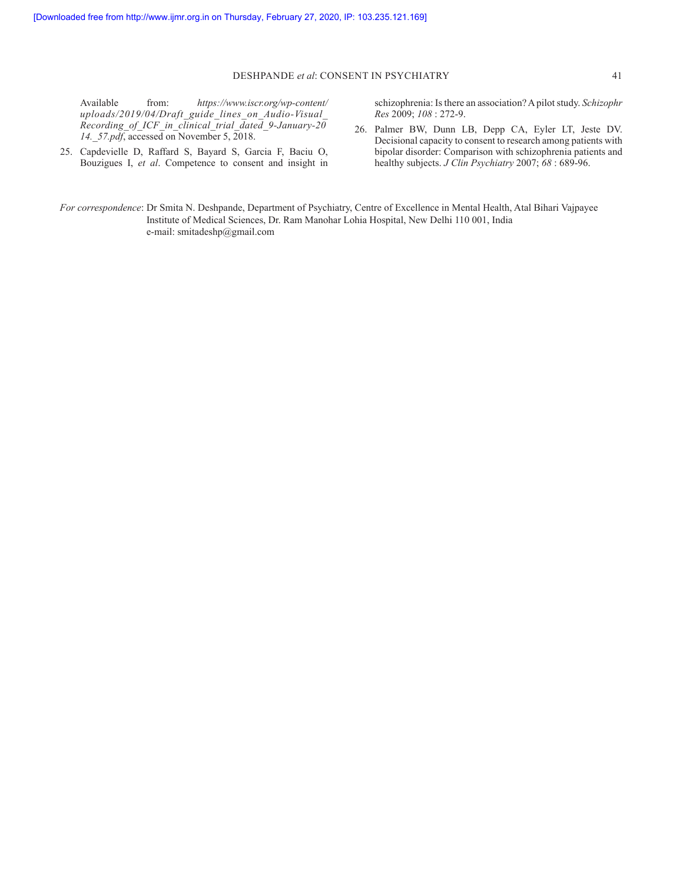Available from: *https://www.iscr.org/wp-content/uploads/2019/04/Draft_guide_lines_on_Audio-Visual_Recording_of_ICF_in_clinical_trial_dated_9-January-2014._57.pdf*, accessed on November 5, 2018.

25. Capdevielle D, Raffard S, Bayard S, Garcia F, Baciu O, Bouzigues I, *et al*. Competence to consent and insight in schizophrenia: Is there an association? A pilot study. *Schizophr Res* 2009; *108* : 272-9.
26. Palmer BW, Dunn LB, Depp CA, Eyler LT, Jeste DV. Decisional capacity to consent to research among patients with bipolar disorder: Comparison with schizophrenia patients and healthy subjects. *J Clin Psychiatry* 2007; *68* : 689-96.

*For correspondence*: Dr Smita N. Deshpande, Department of Psychiatry, Centre of Excellence in Mental Health, Atal Bihari Vajpayee Institute of Medical Sciences, Dr. Ram Manohar Lohia Hospital, New Delhi 110 001, India
e-mail: smitadeshp@gmail.com